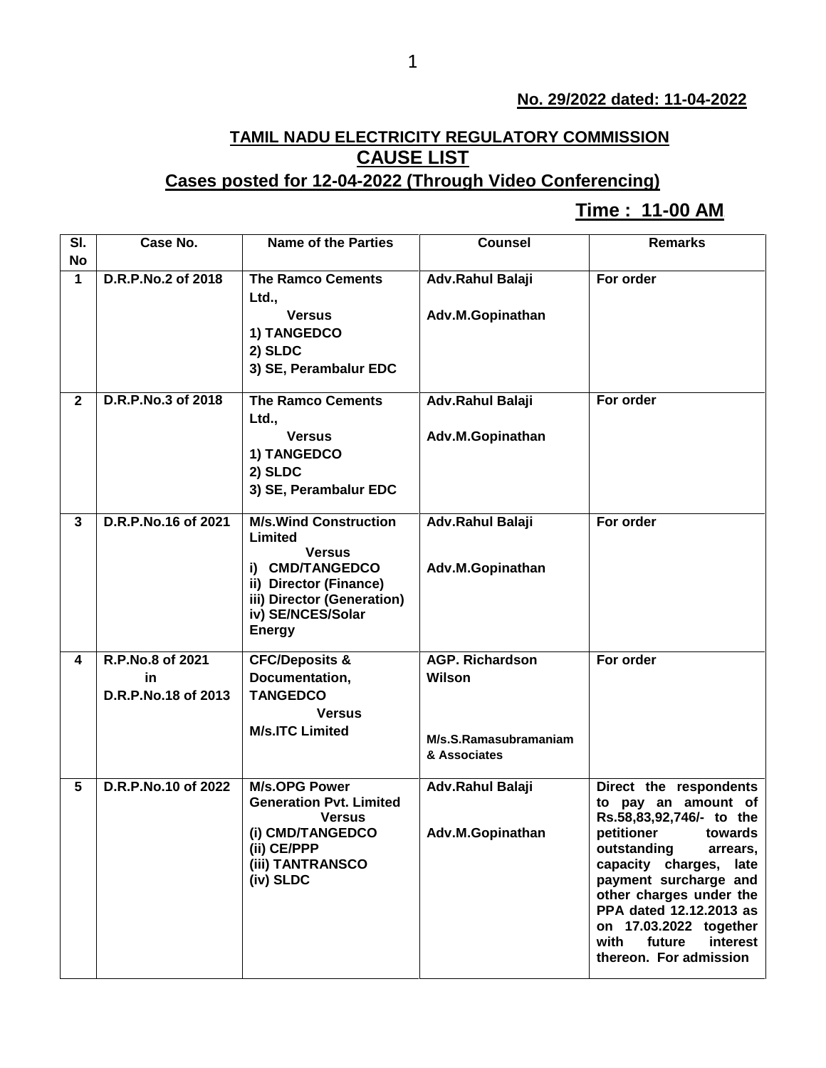**No. 29/2022 dated: 11-04-2022**

## TAMIL NADU ELECTRICITY REGULATORY COMMISSION
## CAUSE LIST
### Cases posted for 12-04-2022 (Through Video Conferencing)

**Time : 11-00 AM**

| Sl. No | Case No. | Name of the Parties | Counsel | Remarks |
|---|---|---|---|---|
| 1 | D.R.P.No.2 of 2018 | The Ramco Cements Ltd., Versus 1) TANGEDCO 2) SLDC 3) SE, Perambalur EDC | Adv.Rahul Balaji<br>Adv.M.Gopinathan | For order |
| 2 | D.R.P.No.3 of 2018 | The Ramco Cements Ltd., Versus 1) TANGEDCO 2) SLDC 3) SE, Perambalur EDC | Adv.Rahul Balaji<br>Adv.M.Gopinathan | For order |
| 3 | D.R.P.No.16 of 2021 | M/s.Wind Construction Limited Versus i) CMD/TANGEDCO ii) Director (Finance) iii) Director (Generation) iv) SE/NCES/Solar Energy | Adv.Rahul Balaji<br>Adv.M.Gopinathan | For order |
| 4 | R.P.No.8 of 2021 in D.R.P.No.18 of 2013 | CFC/Deposits & Documentation, TANGEDCO Versus M/s.ITC Limited | AGP. Richardson Wilson<br>M/s.S.Ramasubramaniam & Associates | For order |
| 5 | D.R.P.No.10 of 2022 | M/s.OPG Power Generation Pvt. Limited Versus (i) CMD/TANGEDCO (ii) CE/PPP (iii) TANTRANSCO (iv) SLDC | Adv.Rahul Balaji<br>Adv.M.Gopinathan | Direct the respondents to pay an amount of Rs.58,83,92,746/- to the petitioner towards outstanding arrears, capacity charges, late payment surcharge and other charges under the PPA dated 12.12.2013 as on 17.03.2022 together with future interest thereon. For admission |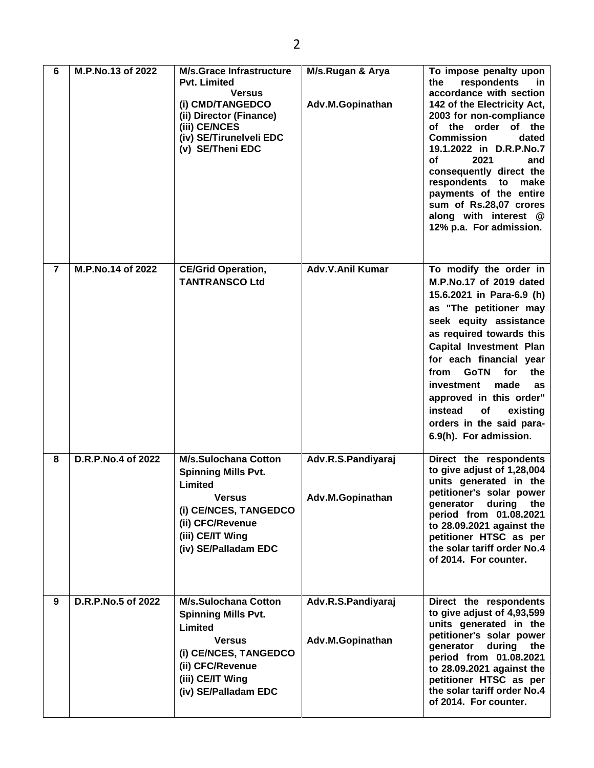| 6 | M.P.No.13 of 2022 | M/s.Grace Infrastructure Pvt. Limited<br>Versus<br>(i) CMD/TANGEDCO<br>(ii) Director (Finance)<br>(iii) CE/NCES<br>(iv) SE/Tirunelveli EDC<br>(v) SE/Theni EDC | M/s.Rugan & Arya<br><br>Adv.M.Gopinathan | To impose penalty upon the respondents in accordance with section 142 of the Electricity Act, 2003 for non-compliance of the order of the Commission dated 19.1.2022 in D.R.P.No.7 of 2021 and consequently direct the respondents to make payments of the entire sum of Rs.28,07 crores along with interest @ 12% p.a. For admission. |
|---|---|---|---|---|
| 7 | M.P.No.14 of 2022 | CE/Grid Operation, TANTRANSCO Ltd | Adv.V.Anil Kumar | To modify the order in M.P.No.17 of 2019 dated 15.6.2021 in Para-6.9 (h) as "The petitioner may seek equity assistance as required towards this Capital Investment Plan for each financial year from GoTN for the investment made as approved in this order" instead of existing orders in the said para-6.9(h). For admission. |
| 8 | D.R.P.No.4 of 2022 | M/s.Sulochana Cotton Spinning Mills Pvt. Limited<br>Versus<br>(i) CE/NCES, TANGEDCO<br>(ii) CFC/Revenue<br>(iii) CE/IT Wing<br>(iv) SE/Palladam EDC | Adv.R.S.Pandiyaraj<br><br>Adv.M.Gopinathan | Direct the respondents to give adjust of 1,28,004 units generated in the petitioner's solar power generator during the period from 01.08.2021 to 28.09.2021 against the petitioner HTSC as per the solar tariff order No.4 of 2014. For counter. |
| 9 | D.R.P.No.5 of 2022 | M/s.Sulochana Cotton Spinning Mills Pvt. Limited<br>Versus<br>(i) CE/NCES, TANGEDCO<br>(ii) CFC/Revenue<br>(iii) CE/IT Wing<br>(iv) SE/Palladam EDC | Adv.R.S.Pandiyaraj<br><br>Adv.M.Gopinathan | Direct the respondents to give adjust of 4,93,599 units generated in the petitioner's solar power generator during the period from 01.08.2021 to 28.09.2021 against the petitioner HTSC as per the solar tariff order No.4 of 2014. For counter. |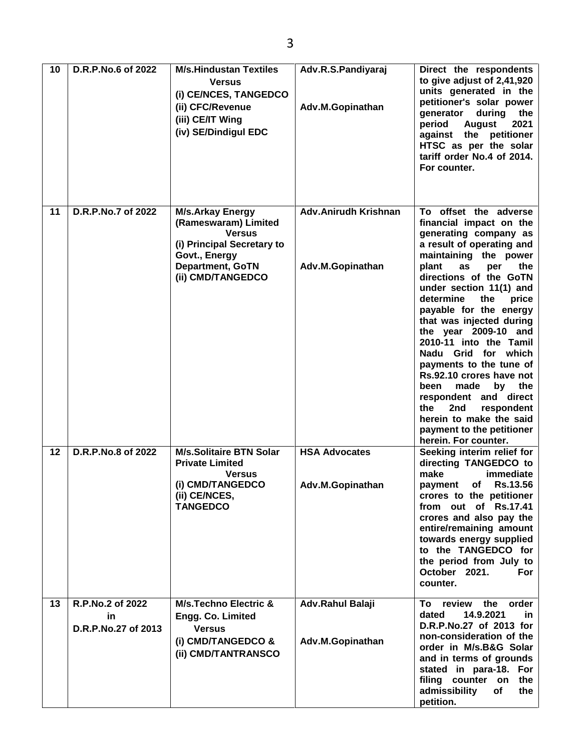| 10 | D.R.P.No.6 of 2022 | M/s.Hindustan Textiles<br>Versus<br>(i) CE/NCES, TANGEDCO<br>(ii) CFC/Revenue<br>(iii) CE/IT Wing<br>(iv) SE/Dindigul EDC | Adv.R.S.Pandiyaraj<br><br>Adv.M.Gopinathan | Direct the respondents to give adjust of 2,41,920 units generated in the petitioner's solar power generator during the period August 2021 against the petitioner HTSC as per the solar tariff order No.4 of 2014. For counter. |
|---|---|---|---|---|
| 11 | D.R.P.No.7 of 2022 | M/s.Arkay Energy (Rameswaram) Limited<br>Versus<br>(i) Principal Secretary to Govt., Energy Department, GoTN<br>(ii) CMD/TANGEDCO | Adv.Anirudh Krishnan<br><br>Adv.M.Gopinathan | To offset the adverse financial impact on the generating company as a result of operating and maintaining the power plant as per the directions of the GoTN under section 11(1) and determine the price payable for the energy that was injected during the year 2009-10 and 2010-11 into the Tamil Nadu Grid for which payments to the tune of Rs.92.10 crores have not been made by the respondent and direct the 2nd respondent herein to make the said payment to the petitioner herein. For counter. |
| 12 | D.R.P.No.8 of 2022 | M/s.Solitaire BTN Solar Private Limited<br>Versus<br>(i) CMD/TANGEDCO<br>(ii) CE/NCES, TANGEDCO | HSA Advocates<br><br>Adv.M.Gopinathan | Seeking interim relief for directing TANGEDCO to make immediate payment of Rs.13.56 crores to the petitioner from out of Rs.17.41 crores and also pay the entire/remaining amount towards energy supplied to the TANGEDCO for the period from July to October 2021. For counter. |
| 13 | R.P.No.2 of 2022<br>in<br>D.R.P.No.27 of 2013 | M/s.Techno Electric & Engg. Co. Limited<br>Versus<br>(i) CMD/TANGEDCO &<br>(ii) CMD/TANTRANSCO | Adv.Rahul Balaji<br><br>Adv.M.Gopinathan | To review the order dated 14.9.2021 in D.R.P.No.27 of 2013 for non-consideration of the order in M/s.B&G Solar and in terms of grounds stated in para-18. For filing counter on the admissibility of the petition. |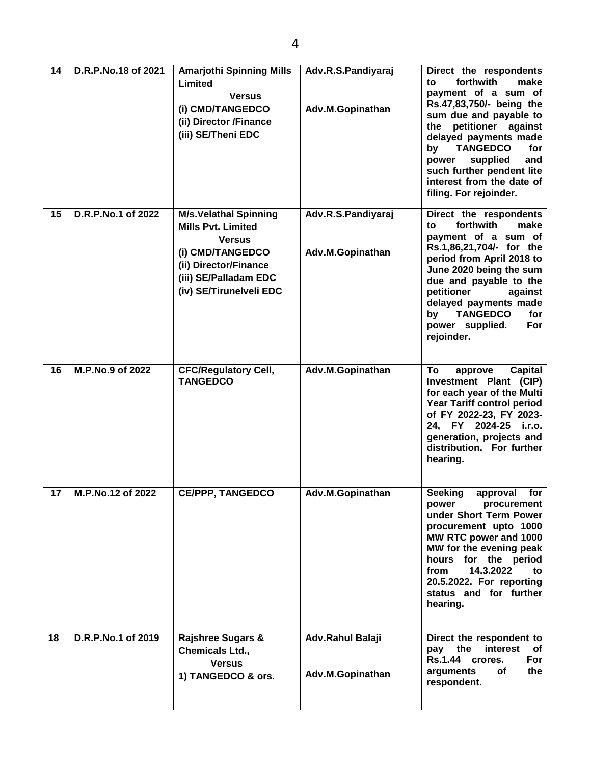| 14 | D.R.P.No.18 of 2021 | Amarjothi Spinning Mills Limited<br>Versus<br>(i) CMD/TANGEDCO<br>(ii) Director /Finance<br>(iii) SE/Theni EDC | Adv.R.S.Pandiyaraj<br><br>Adv.M.Gopinathan | Direct the respondents to forthwith make payment of a sum of Rs.47,83,750/- being the sum due and payable to the petitioner against delayed payments made by TANGEDCO for power supplied and such further pendent lite interest from the date of filing. For rejoinder. |
|---|---|---|---|---|
| 15 | D.R.P.No.1 of 2022 | M/s.Velathal Spinning Mills Pvt. Limited<br>Versus<br>(i) CMD/TANGEDCO<br>(ii) Director/Finance<br>(iii) SE/Palladam EDC<br>(iv) SE/Tirunelveli EDC | Adv.R.S.Pandiyaraj<br><br>Adv.M.Gopinathan | Direct the respondents to forthwith make payment of a sum of Rs.1,86,21,704/- for the period from April 2018 to June 2020 being the sum due and payable to the petitioner against delayed payments made by TANGEDCO for power supplied. For rejoinder. |
| 16 | M.P.No.9 of 2022 | CFC/Regulatory Cell, TANGEDCO | Adv.M.Gopinathan | To approve Capital Investment Plant (CIP) for each year of the Multi Year Tariff control period of FY 2022-23, FY 2023-24, FY 2024-25 i.r.o. generation, projects and distribution. For further hearing. |
| 17 | M.P.No.12 of 2022 | CE/PPP, TANGEDCO | Adv.M.Gopinathan | Seeking approval for power procurement under Short Term Power procurement upto 1000 MW RTC power and 1000 MW for the evening peak hours for the period from 14.3.2022 to 20.5.2022. For reporting status and for further hearing. |
| 18 | D.R.P.No.1 of 2019 | Rajshree Sugars & Chemicals Ltd.,<br>Versus<br>1) TANGEDCO & ors. | Adv.Rahul Balaji<br><br>Adv.M.Gopinathan | Direct the respondent to pay the interest of Rs.1.44 crores. For arguments of the respondent. |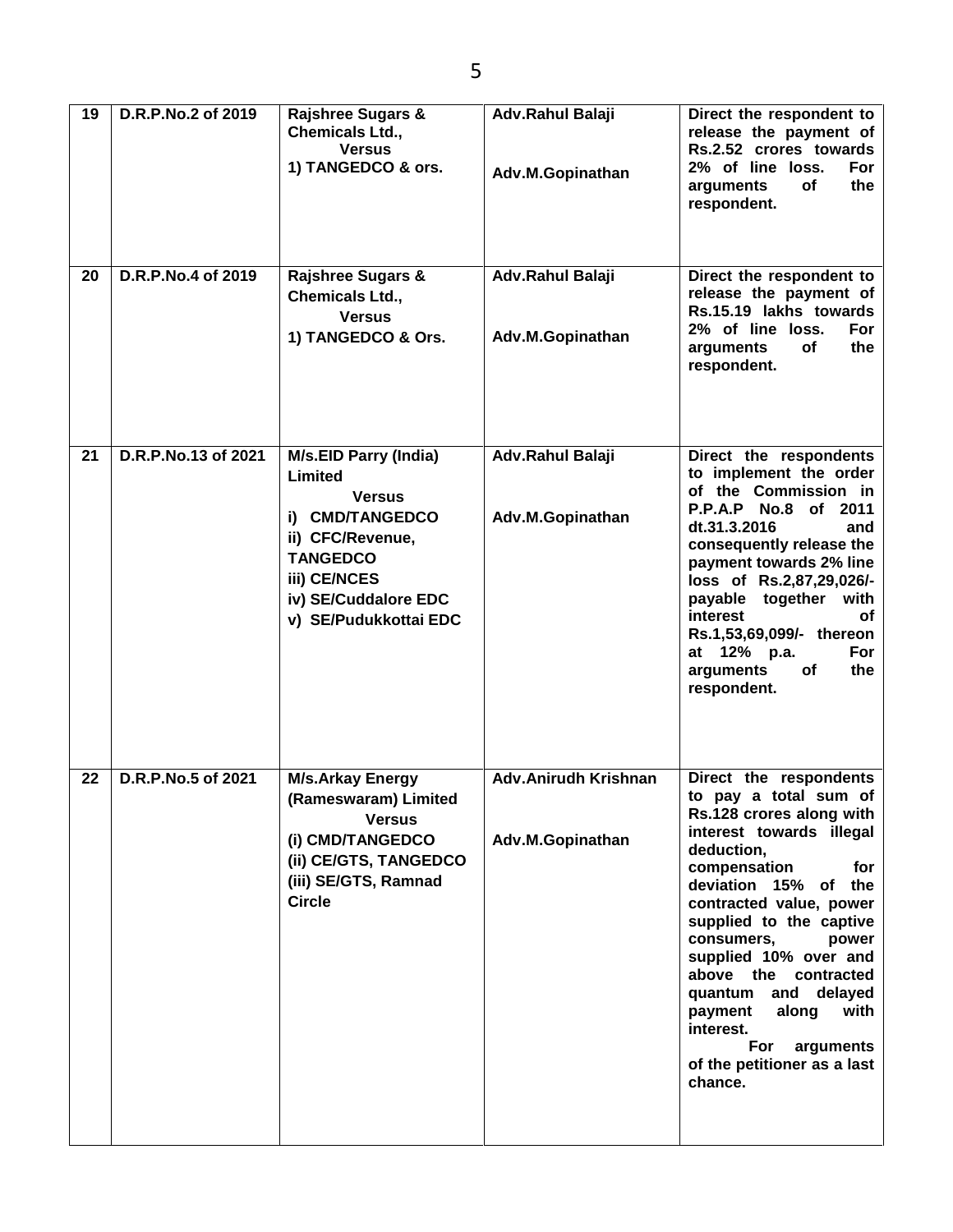| 19 | D.R.P.No.2 of 2019 | Rajshree Sugars & Chemicals Ltd., Versus 1) TANGEDCO & ors. | Adv.Rahul Balaji<br><br>Adv.M.Gopinathan | Direct the respondent to release the payment of Rs.2.52 crores towards 2% of line loss. For arguments of the respondent. |
|---|---|---|---|---|
| 20 | D.R.P.No.4 of 2019 | Rajshree Sugars & Chemicals Ltd., Versus 1) TANGEDCO & Ors. | Adv.Rahul Balaji<br><br>Adv.M.Gopinathan | Direct the respondent to release the payment of Rs.15.19 lakhs towards 2% of line loss. For arguments of the respondent. |
| 21 | D.R.P.No.13 of 2021 | M/s.EID Parry (India) Limited Versus i) CMD/TANGEDCO ii) CFC/Revenue, TANGEDCO iii) CE/NCES iv) SE/Cuddalore EDC v) SE/Pudukkottai EDC | Adv.Rahul Balaji<br><br>Adv.M.Gopinathan | Direct the respondents to implement the order of the Commission in P.P.A.P No.8 of 2011 dt.31.3.2016 and consequently release the payment towards 2% line loss of Rs.2,87,29,026/- payable together with interest of Rs.1,53,69,099/- thereon at 12% p.a. For arguments of the respondent. |
| 22 | D.R.P.No.5 of 2021 | M/s.Arkay Energy (Rameswaram) Limited Versus (i) CMD/TANGEDCO (ii) CE/GTS, TANGEDCO (iii) SE/GTS, Ramnad Circle | Adv.Anirudh Krishnan<br><br>Adv.M.Gopinathan | Direct the respondents to pay a total sum of Rs.128 crores along with interest towards illegal deduction, compensation for deviation 15% of the contracted value, power supplied to the captive consumers, power supplied 10% over and above the contracted quantum and delayed payment along with interest. For arguments of the petitioner as a last chance. |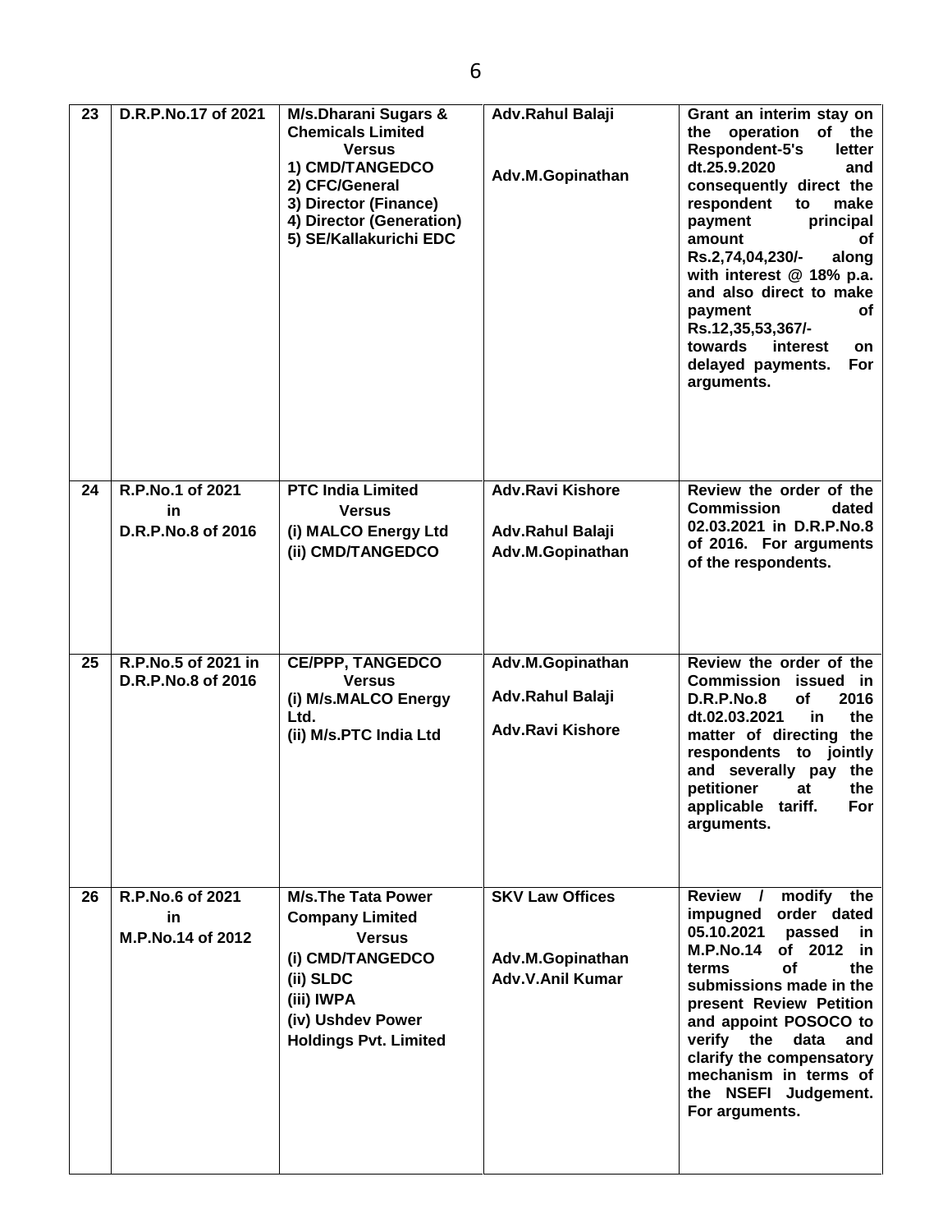| 23 | D.R.P.No.17 of 2021 | M/s.Dharani Sugars & Chemicals Limited Versus 1) CMD/TANGEDCO 2) CFC/General 3) Director (Finance) 4) Director (Generation) 5) SE/Kallakurichi EDC | Adv.Rahul Balaji<br><br>Adv.M.Gopinathan | Grant an interim stay on the operation of the Respondent-5's letter dt.25.9.2020 and consequently direct the respondent to make payment principal amount of Rs.2,74,04,230/- along with interest @ 18% p.a. and also direct to make payment of Rs.12,35,53,367/- towards interest on delayed payments. For arguments. |
|---|---|---|---|---|
| 24 | R.P.No.1 of 2021 in D.R.P.No.8 of 2016 | PTC India Limited<br>(i) MALCO Energy Ltd<br>(ii) CMD/TANGEDCO | Adv.Ravi Kishore<br><br>Adv.Rahul Balaji<br>Adv.M.Gopinathan | Review the order of the Commission dated 02.03.2021 in D.R.P.No.8 of 2016. For arguments of the respondents. |
| 25 | R.P.No.5 of 2021 in D.R.P.No.8 of 2016 | CE/PPP, TANGEDCO Versus (i) M/s.MALCO Energy Ltd. (ii) M/s.PTC India Ltd | Adv.M.Gopinathan<br><br>Adv.Rahul Balaji<br><br>Adv.Ravi Kishore | Review the order of the Commission issued in D.R.P.No.8 of 2016 dt.02.03.2021 in the matter of directing the respondents to jointly and severally pay the petitioner at the applicable tariff. For arguments. |
| 26 | R.P.No.6 of 2021 in M.P.No.14 of 2012 | M/s.The Tata Power Company Limited Versus (i) CMD/TANGEDCO (ii) SLDC (iii) IWPA (iv) Ushdev Power Holdings Pvt. Limited | SKV Law Offices<br><br>Adv.M.Gopinathan<br>Adv.V.Anil Kumar | Review / modify the impugned order dated 05.10.2021 passed in M.P.No.14 of 2012 in terms of the submissions made in the present Review Petition and appoint POSOCO to verify the data and clarify the compensatory mechanism in terms of the NSEFI Judgement. For arguments. |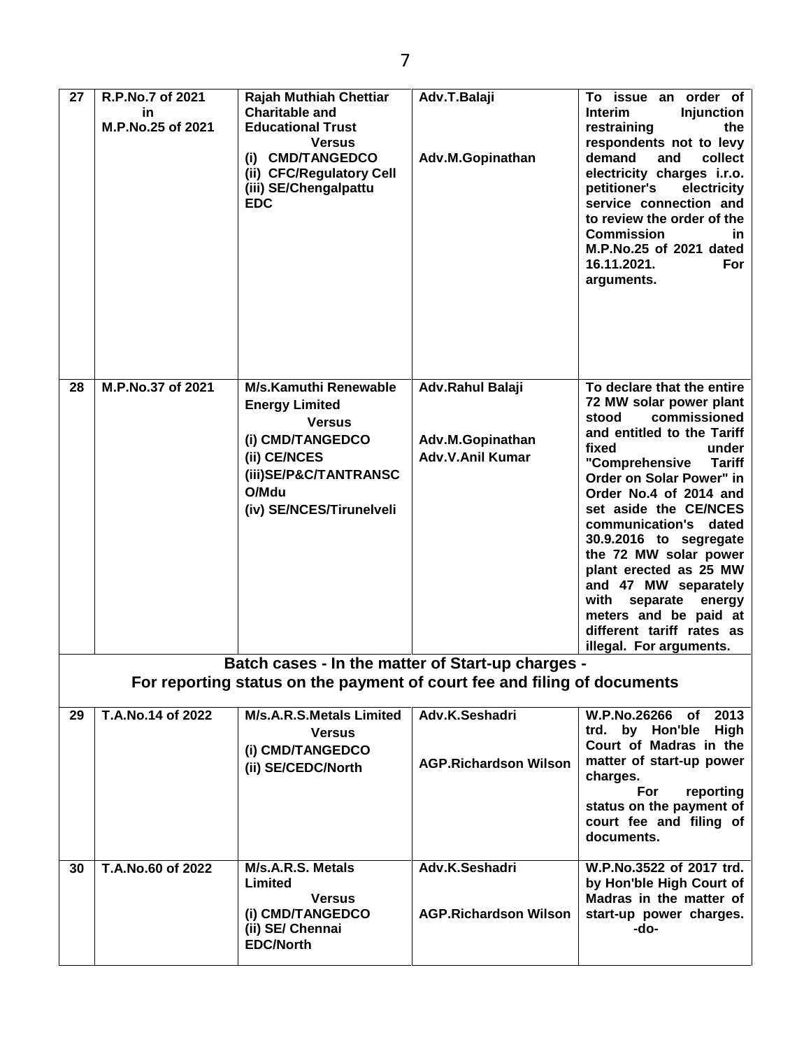| 27 | R.P.No.7 of 2021 in M.P.No.25 of 2021 | Rajah Muthiah Chettiar Charitable and Educational Trust Versus (i) CMD/TANGEDCO (ii) CFC/Regulatory Cell (iii) SE/Chengalpattu EDC | Adv.T.Balaji<br><br>Adv.M.Gopinathan | To issue an order of Interim Injunction restraining the respondents not to levy demand and collect electricity charges i.r.o. petitioner's electricity service connection and to review the order of the Commission in M.P.No.25 of 2021 dated 16.11.2021. For arguments. |
|---|---|---|---|---|
| 28 | M.P.No.37 of 2021 | M/s.Kamuthi Renewable Energy Limited Versus (i) CMD/TANGEDCO (ii) CE/NCES (iii)SE/P&C/TANTRANSCO/Mdu (iv) SE/NCES/Tirunelveli | Adv.Rahul Balaji<br><br>Adv.M.Gopinathan<br>Adv.V.Anil Kumar | To declare that the entire 72 MW solar power plant stood commissioned and entitled to the Tariff fixed under "Comprehensive Tariff Order on Solar Power" in Order No.4 of 2014 and set aside the CE/NCES communication's dated 30.9.2016 to segregate the 72 MW solar power plant erected as 25 MW and 47 MW separately with separate energy meters and be paid at different tariff rates as illegal. For arguments. |
| **Batch cases - In the matter of Start-up charges - For reporting status on the payment of court fee and filing of documents** | | | | |
| 29 | T.A.No.14 of 2022 | M/s.A.R.S.Metals Limited Versus (i) CMD/TANGEDCO (ii) SE/CEDC/North | Adv.K.Seshadri<br><br>AGP.Richardson Wilson | W.P.No.26266 of 2013 trd. by Hon'ble High Court of Madras in the matter of start-up power charges. For reporting status on the payment of court fee and filing of documents. |
| 30 | T.A.No.60 of 2022 | M/s.A.R.S. Metals Limited Versus (i) CMD/TANGEDCO (ii) SE/ Chennai EDC/North | Adv.K.Seshadri<br><br>AGP.Richardson Wilson | W.P.No.3522 of 2017 trd. by Hon'ble High Court of Madras in the matter of start-up power charges. -do- |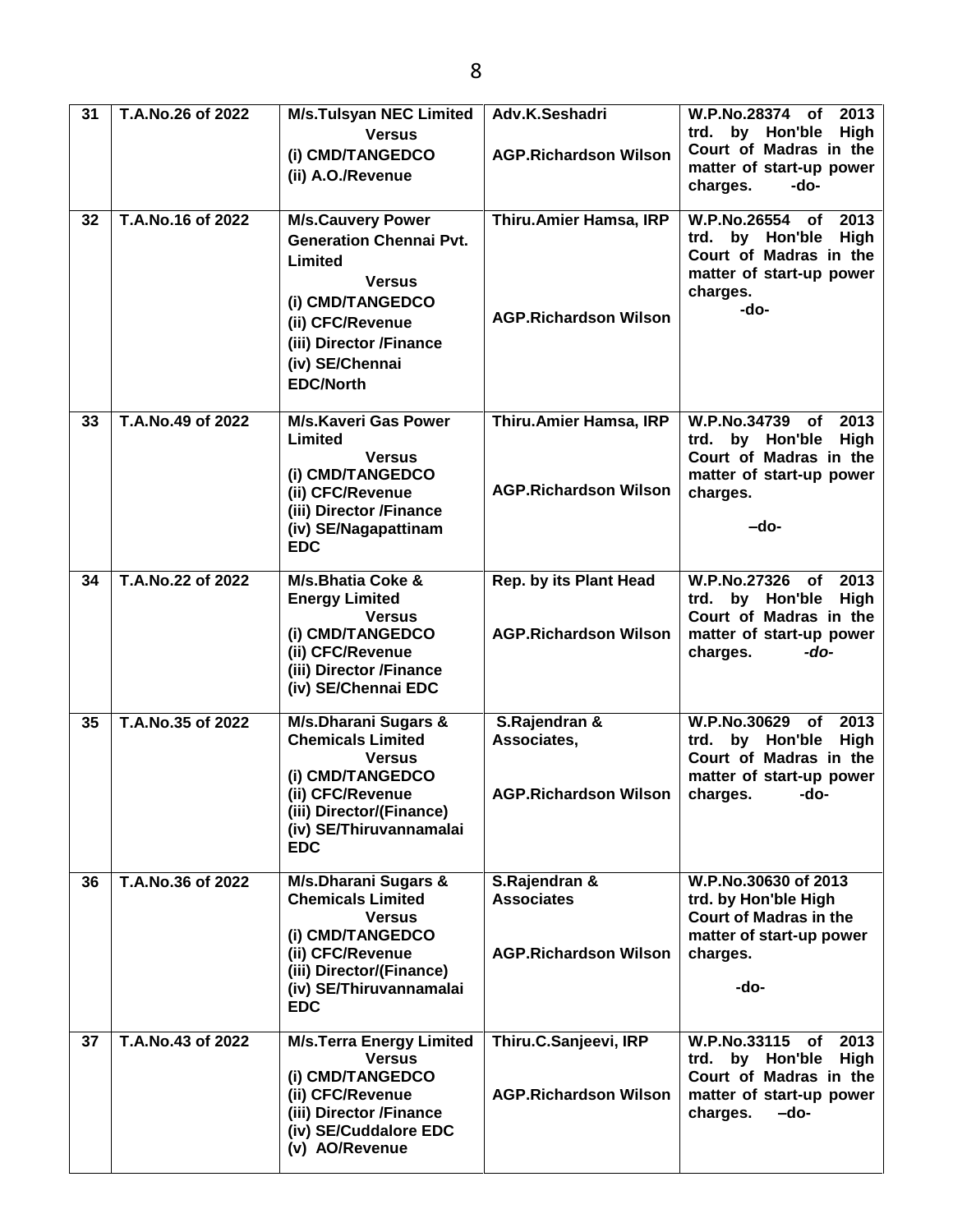| 31 | T.A.No.26 of 2022 | M/s.Tulsyan NEC Limited Versus (i) CMD/TANGEDCO (ii) A.O./Revenue | Adv.K.Seshadri  AGP.Richardson Wilson | W.P.No.28374 of 2013 trd. by Hon'ble High Court of Madras in the matter of start-up power charges. -do- |
|---|---|---|---|---|
| 32 | T.A.No.16 of 2022 | M/s.Cauvery Power Generation Chennai Pvt. Limited Versus (i) CMD/TANGEDCO (ii) CFC/Revenue (iii) Director /Finance (iv) SE/Chennai EDC/North | Thiru.Amier Hamsa, IRP  AGP.Richardson Wilson | W.P.No.26554 of 2013 trd. by Hon'ble High Court of Madras in the matter of start-up power charges. -do- |
| 33 | T.A.No.49 of 2022 | M/s.Kaveri Gas Power Limited Versus (i) CMD/TANGEDCO (ii) CFC/Revenue (iii) Director /Finance (iv) SE/Nagapattinam EDC | Thiru.Amier Hamsa, IRP  AGP.Richardson Wilson | W.P.No.34739 of 2013 trd. by Hon'ble High Court of Madras in the matter of start-up power charges. –do- |
| 34 | T.A.No.22 of 2022 | M/s.Bhatia Coke & Energy Limited Versus (i) CMD/TANGEDCO (ii) CFC/Revenue (iii) Director /Finance (iv) SE/Chennai EDC | Rep. by its Plant Head  AGP.Richardson Wilson | W.P.No.27326 of 2013 trd. by Hon'ble High Court of Madras in the matter of start-up power charges. *-do-* |
| 35 | T.A.No.35 of 2022 | M/s.Dharani Sugars & Chemicals Limited Versus (i) CMD/TANGEDCO (ii) CFC/Revenue (iii) Director/(Finance) (iv) SE/Thiruvannamalai EDC | S.Rajendran & Associates,  AGP.Richardson Wilson | W.P.No.30629 of 2013 trd. by Hon'ble High Court of Madras in the matter of start-up power charges. -do- |
| 36 | T.A.No.36 of 2022 | M/s.Dharani Sugars & Chemicals Limited Versus (i) CMD/TANGEDCO (ii) CFC/Revenue (iii) Director/(Finance) (iv) SE/Thiruvannamalai EDC | S.Rajendran & Associates  AGP.Richardson Wilson | W.P.No.30630 of 2013 trd. by Hon'ble High Court of Madras in the matter of start-up power charges. -do- |
| 37 | T.A.No.43 of 2022 | M/s.Terra Energy Limited Versus (i) CMD/TANGEDCO (ii) CFC/Revenue (iii) Director /Finance (iv) SE/Cuddalore EDC (v) AO/Revenue | Thiru.C.Sanjeevi, IRP  AGP.Richardson Wilson | W.P.No.33115 of 2013 trd. by Hon'ble High Court of Madras in the matter of start-up power charges. –do- |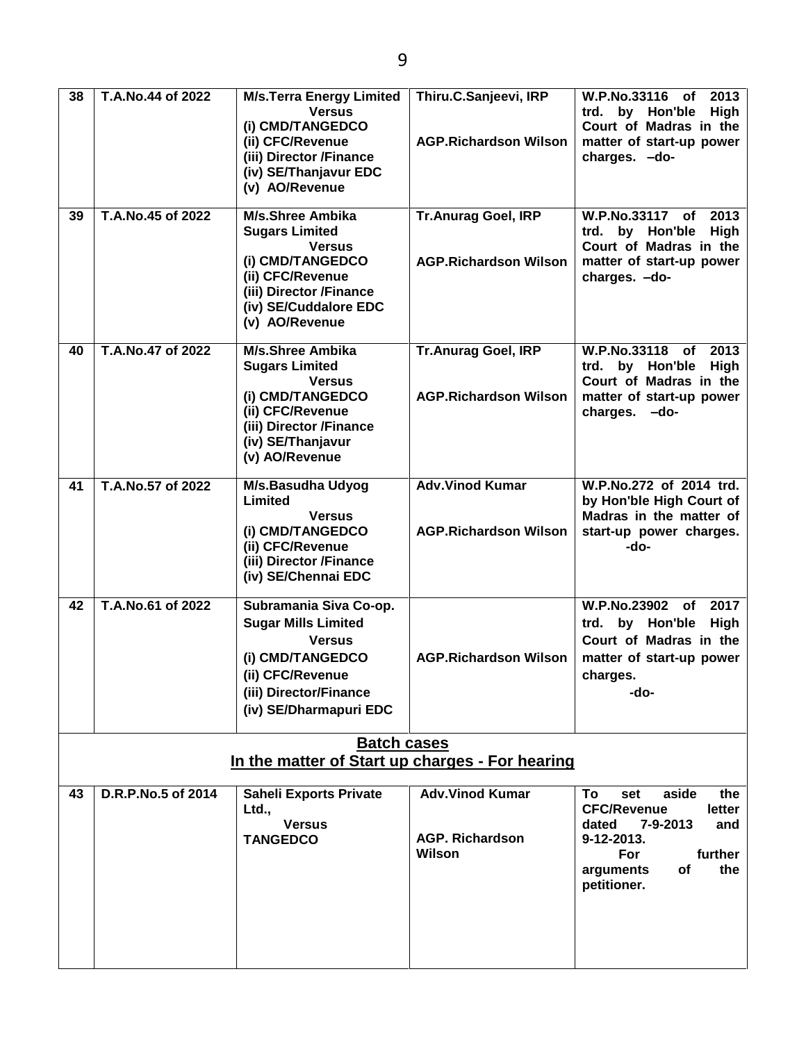| 38 | T.A.No.44 of 2022 | M/s.Terra Energy Limited<br>Versus<br>(i) CMD/TANGEDCO<br>(ii) CFC/Revenue<br>(iii) Director /Finance<br>(iv) SE/Thanjavur EDC<br>(v) AO/Revenue | Thiru.C.Sanjeevi, IRP<br><br>AGP.Richardson Wilson | W.P.No.33116 of 2013 trd. by Hon'ble High Court of Madras in the matter of start-up power charges. –do- |
|---|---|---|---|---|
| 39 | T.A.No.45 of 2022 | M/s.Shree Ambika Sugars Limited<br>Versus<br>(i) CMD/TANGEDCO<br>(ii) CFC/Revenue<br>(iii) Director /Finance<br>(iv) SE/Cuddalore EDC<br>(v) AO/Revenue | Tr.Anurag Goel, IRP<br><br>AGP.Richardson Wilson | W.P.No.33117 of 2013 trd. by Hon'ble High Court of Madras in the matter of start-up power charges. –do- |
| 40 | T.A.No.47 of 2022 | M/s.Shree Ambika Sugars Limited<br>Versus<br>(i) CMD/TANGEDCO<br>(ii) CFC/Revenue<br>(iii) Director /Finance<br>(iv) SE/Thanjavur<br>(v) AO/Revenue | Tr.Anurag Goel, IRP<br><br>AGP.Richardson Wilson | W.P.No.33118 of 2013 trd. by Hon'ble High Court of Madras in the matter of start-up power charges. –do- |
| 41 | T.A.No.57 of 2022 | M/s.Basudha Udyog Limited<br>Versus<br>(i) CMD/TANGEDCO<br>(ii) CFC/Revenue<br>(iii) Director /Finance<br>(iv) SE/Chennai EDC | Adv.Vinod Kumar<br><br>AGP.Richardson Wilson | W.P.No.272 of 2014 trd. by Hon'ble High Court of Madras in the matter of start-up power charges. -do- |
| 42 | T.A.No.61 of 2022 | Subramania Siva Co-op. Sugar Mills Limited<br>Versus<br>(i) CMD/TANGEDCO<br>(ii) CFC/Revenue<br>(iii) Director/Finance<br>(iv) SE/Dharmapuri EDC | AGP.Richardson Wilson | W.P.No.23902 of 2017 trd. by Hon'ble High Court of Madras in the matter of start-up power charges. -do- |
| **Batch cases**<br>**In the matter of Start up charges - For hearing** | | | | |
| 43 | D.R.P.No.5 of 2014 | Saheli Exports Private Ltd.,<br>Versus<br>TANGEDCO | Adv.Vinod Kumar<br><br>AGP. Richardson Wilson | To set aside the CFC/Revenue letter dated 7-9-2013 and 9-12-2013.<br>For further arguments of the petitioner. |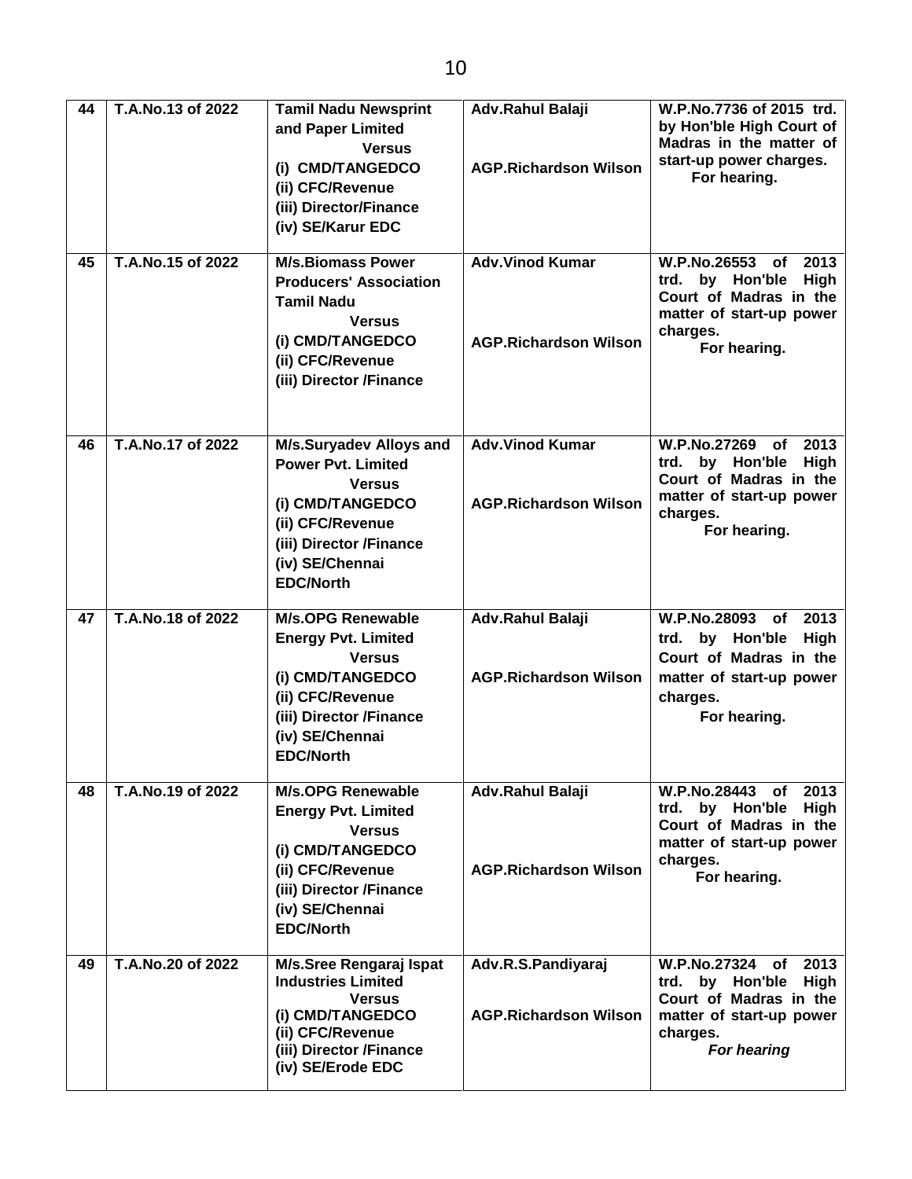| 44 | T.A.No.13 of 2022 | **Tamil Nadu Newsprint and Paper Limited** <br> **Versus** <br> (i) CMD/TANGEDCO <br> (ii) CFC/Revenue <br> (iii) Director/Finance <br> (iv) SE/Karur EDC | Adv.Rahul Balaji <br><br> AGP.Richardson Wilson | W.P.No.7736 of 2015 trd. by Hon'ble High Court of Madras in the matter of start-up power charges. <br> For hearing. |
|---|---|---|---|---|
| 45 | T.A.No.15 of 2022 | **M/s.Biomass Power Producers' Association Tamil Nadu** <br> **Versus** <br> (i) CMD/TANGEDCO <br> (ii) CFC/Revenue <br> (iii) Director /Finance | Adv.Vinod Kumar <br><br> AGP.Richardson Wilson | W.P.No.26553 of 2013 trd. by Hon'ble High Court of Madras in the matter of start-up power charges. <br> For hearing. |
| 46 | T.A.No.17 of 2022 | **M/s.Suryadev Alloys and Power Pvt. Limited** <br> **Versus** <br> (i) CMD/TANGEDCO <br> (ii) CFC/Revenue <br> (iii) Director /Finance <br> (iv) SE/Chennai EDC/North | Adv.Vinod Kumar <br><br> AGP.Richardson Wilson | W.P.No.27269 of 2013 trd. by Hon'ble High Court of Madras in the matter of start-up power charges. <br> For hearing. |
| 47 | T.A.No.18 of 2022 | **M/s.OPG Renewable Energy Pvt. Limited** <br> **Versus** <br> (i) CMD/TANGEDCO <br> (ii) CFC/Revenue <br> (iii) Director /Finance <br> (iv) SE/Chennai EDC/North | Adv.Rahul Balaji <br><br> AGP.Richardson Wilson | W.P.No.28093 of 2013 trd. by Hon'ble High Court of Madras in the matter of start-up power charges. <br> For hearing. |
| 48 | T.A.No.19 of 2022 | **M/s.OPG Renewable Energy Pvt. Limited** <br> **Versus** <br> (i) CMD/TANGEDCO <br> (ii) CFC/Revenue <br> (iii) Director /Finance <br> (iv) SE/Chennai EDC/North | Adv.Rahul Balaji <br><br> AGP.Richardson Wilson | W.P.No.28443 of 2013 trd. by Hon'ble High Court of Madras in the matter of start-up power charges. <br> For hearing. |
| 49 | T.A.No.20 of 2022 | **M/s.Sree Rengaraj Ispat Industries Limited** <br> **Versus** <br> (i) CMD/TANGEDCO <br> (ii) CFC/Revenue <br> (iii) Director /Finance <br> (iv) SE/Erode EDC | Adv.R.S.Pandiyaraj <br><br> AGP.Richardson Wilson | W.P.No.27324 of 2013 trd. by Hon'ble High Court of Madras in the matter of start-up power charges. <br> *For hearing* |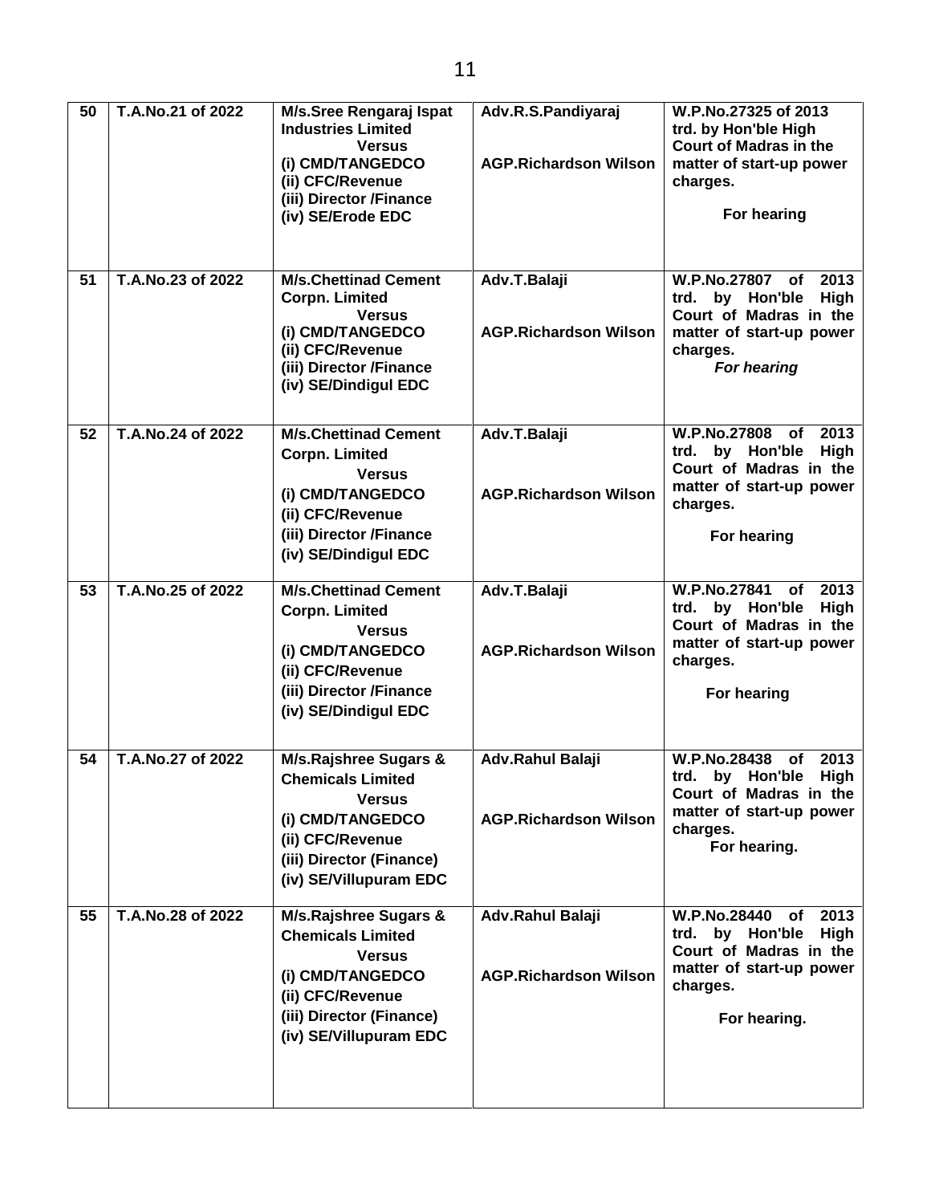| 50 | T.A.No.21 of 2022 | M/s.Sree Rengaraj Ispat Industries Limited<br>Versus<br>(i) CMD/TANGEDCO<br>(ii) CFC/Revenue<br>(iii) Director /Finance<br>(iv) SE/Erode EDC | Adv.R.S.Pandiyaraj<br><br>AGP.Richardson Wilson | W.P.No.27325 of 2013 trd. by Hon'ble High Court of Madras in the matter of start-up power charges.<br><br>For hearing |
|---|---|---|---|---|
| 51 | T.A.No.23 of 2022 | M/s.Chettinad Cement Corpn. Limited<br>Versus<br>(i) CMD/TANGEDCO<br>(ii) CFC/Revenue<br>(iii) Director /Finance<br>(iv) SE/Dindigul EDC | Adv.T.Balaji<br><br>AGP.Richardson Wilson | W.P.No.27807 of 2013 trd. by Hon'ble High Court of Madras in the matter of start-up power charges.<br>*For hearing* |
| 52 | T.A.No.24 of 2022 | M/s.Chettinad Cement Corpn. Limited<br>Versus<br>(i) CMD/TANGEDCO<br>(ii) CFC/Revenue<br>(iii) Director /Finance<br>(iv) SE/Dindigul EDC | Adv.T.Balaji<br><br>AGP.Richardson Wilson | W.P.No.27808 of 2013 trd. by Hon'ble High Court of Madras in the matter of start-up power charges.<br><br>For hearing |
| 53 | T.A.No.25 of 2022 | M/s.Chettinad Cement Corpn. Limited<br>Versus<br>(i) CMD/TANGEDCO<br>(ii) CFC/Revenue<br>(iii) Director /Finance<br>(iv) SE/Dindigul EDC | Adv.T.Balaji<br><br>AGP.Richardson Wilson | W.P.No.27841 of 2013 trd. by Hon'ble High Court of Madras in the matter of start-up power charges.<br><br>For hearing |
| 54 | T.A.No.27 of 2022 | M/s.Rajshree Sugars & Chemicals Limited<br>Versus<br>(i) CMD/TANGEDCO<br>(ii) CFC/Revenue<br>(iii) Director (Finance)<br>(iv) SE/Villupuram EDC | Adv.Rahul Balaji<br><br>AGP.Richardson Wilson | W.P.No.28438 of 2013 trd. by Hon'ble High Court of Madras in the matter of start-up power charges.<br>For hearing. |
| 55 | T.A.No.28 of 2022 | M/s.Rajshree Sugars & Chemicals Limited<br>Versus<br>(i) CMD/TANGEDCO<br>(ii) CFC/Revenue<br>(iii) Director (Finance)<br>(iv) SE/Villupuram EDC | Adv.Rahul Balaji<br><br>AGP.Richardson Wilson | W.P.No.28440 of 2013 trd. by Hon'ble High Court of Madras in the matter of start-up power charges.<br><br>For hearing. |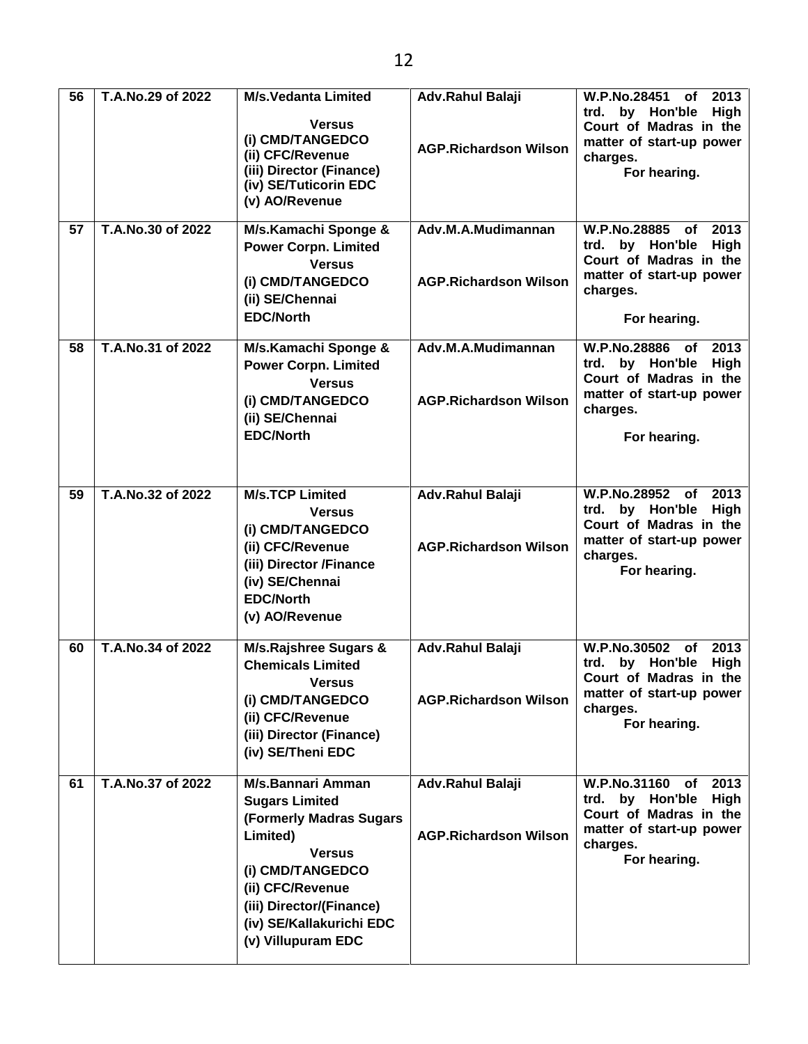| 56 | T.A.No.29 of 2022 | M/s.Vedanta Limited<br>Versus<br>(i) CMD/TANGEDCO<br>(ii) CFC/Revenue<br>(iii) Director (Finance)<br>(iv) SE/Tuticorin EDC<br>(v) AO/Revenue | Adv.Rahul Balaji<br><br>AGP.Richardson Wilson | W.P.No.28451 of 2013 trd. by Hon'ble High Court of Madras in the matter of start-up power charges.<br>For hearing. |
|---|---|---|---|---|
| 57 | T.A.No.30 of 2022 | M/s.Kamachi Sponge & Power Corpn. Limited<br>Versus<br>(i) CMD/TANGEDCO<br>(ii) SE/Chennai EDC/North | Adv.M.A.Mudimannan<br><br>AGP.Richardson Wilson | W.P.No.28885 of 2013 trd. by Hon'ble High Court of Madras in the matter of start-up power charges.<br>For hearing. |
| 58 | T.A.No.31 of 2022 | M/s.Kamachi Sponge & Power Corpn. Limited<br>Versus<br>(i) CMD/TANGEDCO<br>(ii) SE/Chennai EDC/North | Adv.M.A.Mudimannan<br><br>AGP.Richardson Wilson | W.P.No.28886 of 2013 trd. by Hon'ble High Court of Madras in the matter of start-up power charges.<br>For hearing. |
| 59 | T.A.No.32 of 2022 | M/s.TCP Limited<br>Versus<br>(i) CMD/TANGEDCO<br>(ii) CFC/Revenue<br>(iii) Director /Finance<br>(iv) SE/Chennai EDC/North<br>(v) AO/Revenue | Adv.Rahul Balaji<br><br>AGP.Richardson Wilson | W.P.No.28952 of 2013 trd. by Hon'ble High Court of Madras in the matter of start-up power charges.<br>For hearing. |
| 60 | T.A.No.34 of 2022 | M/s.Rajshree Sugars & Chemicals Limited<br>Versus<br>(i) CMD/TANGEDCO<br>(ii) CFC/Revenue<br>(iii) Director (Finance)<br>(iv) SE/Theni EDC | Adv.Rahul Balaji<br><br>AGP.Richardson Wilson | W.P.No.30502 of 2013 trd. by Hon'ble High Court of Madras in the matter of start-up power charges.<br>For hearing. |
| 61 | T.A.No.37 of 2022 | M/s.Bannari Amman Sugars Limited (Formerly Madras Sugars Limited)<br>Versus<br>(i) CMD/TANGEDCO<br>(ii) CFC/Revenue<br>(iii) Director/(Finance)<br>(iv) SE/Kallakurichi EDC<br>(v) Villupuram EDC | Adv.Rahul Balaji<br><br>AGP.Richardson Wilson | W.P.No.31160 of 2013 trd. by Hon'ble High Court of Madras in the matter of start-up power charges.<br>For hearing. |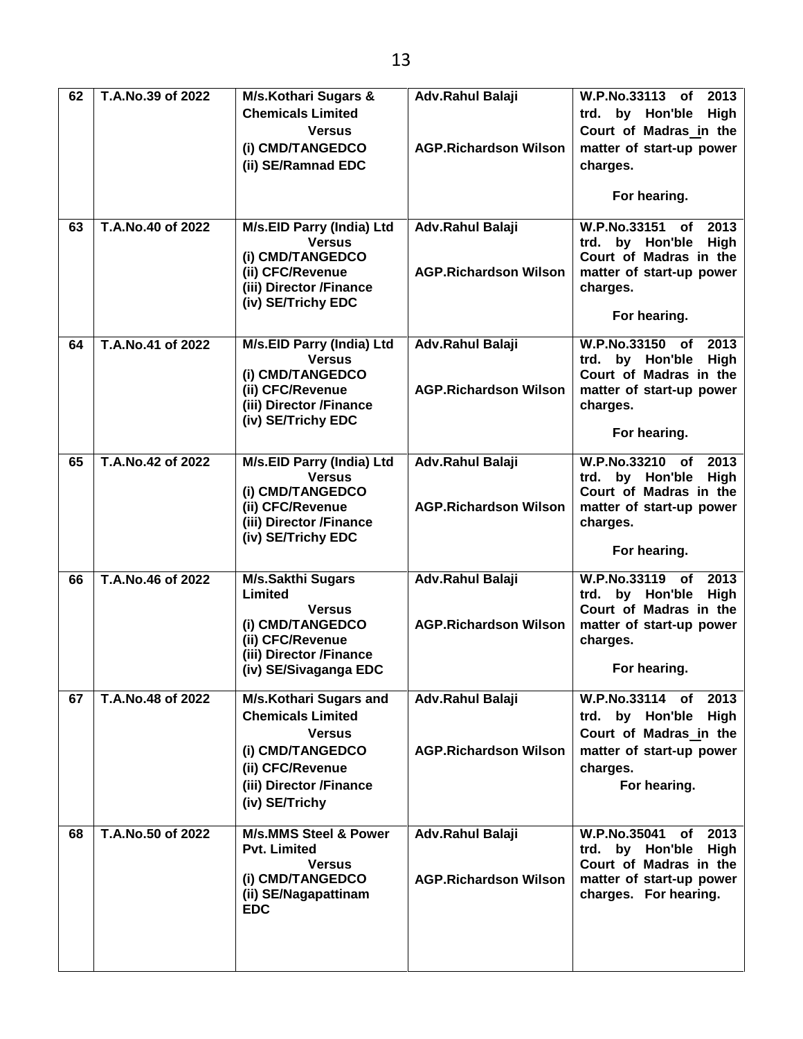| 62 | T.A.No.39 of 2022 | M/s.Kothari Sugars & Chemicals Limited<br>Versus<br>(i) CMD/TANGEDCO<br>(ii) SE/Ramnad EDC | Adv.Rahul Balaji<br><br>AGP.Richardson Wilson | W.P.No.33113 of 2013 trd. by Hon'ble High Court of Madras in the matter of start-up power charges.<br><br>For hearing. |
|---|---|---|---|---|
| 63 | T.A.No.40 of 2022 | M/s.EID Parry (India) Ltd<br>Versus<br>(i) CMD/TANGEDCO<br>(ii) CFC/Revenue<br>(iii) Director /Finance<br>(iv) SE/Trichy EDC | Adv.Rahul Balaji<br><br>AGP.Richardson Wilson | W.P.No.33151 of 2013 trd. by Hon'ble High Court of Madras in the matter of start-up power charges.<br><br>For hearing. |
| 64 | T.A.No.41 of 2022 | M/s.EID Parry (India) Ltd<br>Versus<br>(i) CMD/TANGEDCO<br>(ii) CFC/Revenue<br>(iii) Director /Finance<br>(iv) SE/Trichy EDC | Adv.Rahul Balaji<br><br>AGP.Richardson Wilson | W.P.No.33150 of 2013 trd. by Hon'ble High Court of Madras in the matter of start-up power charges.<br><br>For hearing. |
| 65 | T.A.No.42 of 2022 | M/s.EID Parry (India) Ltd<br>Versus<br>(i) CMD/TANGEDCO<br>(ii) CFC/Revenue<br>(iii) Director /Finance<br>(iv) SE/Trichy EDC | Adv.Rahul Balaji<br><br>AGP.Richardson Wilson | W.P.No.33210 of 2013 trd. by Hon'ble High Court of Madras in the matter of start-up power charges.<br><br>For hearing. |
| 66 | T.A.No.46 of 2022 | M/s.Sakthi Sugars Limited<br>Versus<br>(i) CMD/TANGEDCO<br>(ii) CFC/Revenue<br>(iii) Director /Finance<br>(iv) SE/Sivaganga EDC | Adv.Rahul Balaji<br><br>AGP.Richardson Wilson | W.P.No.33119 of 2013 trd. by Hon'ble High Court of Madras in the matter of start-up power charges.<br><br>For hearing. |
| 67 | T.A.No.48 of 2022 | M/s.Kothari Sugars and Chemicals Limited<br>Versus<br>(i) CMD/TANGEDCO<br>(ii) CFC/Revenue<br>(iii) Director /Finance<br>(iv) SE/Trichy | Adv.Rahul Balaji<br><br>AGP.Richardson Wilson | W.P.No.33114 of 2013 trd. by Hon'ble High Court of Madras in the matter of start-up power charges.<br>For hearing. |
| 68 | T.A.No.50 of 2022 | M/s.MMS Steel & Power Pvt. Limited<br>Versus<br>(i) CMD/TANGEDCO<br>(ii) SE/Nagapattinam EDC | Adv.Rahul Balaji<br><br>AGP.Richardson Wilson | W.P.No.35041 of 2013 trd. by Hon'ble High Court of Madras in the matter of start-up power charges. For hearing. |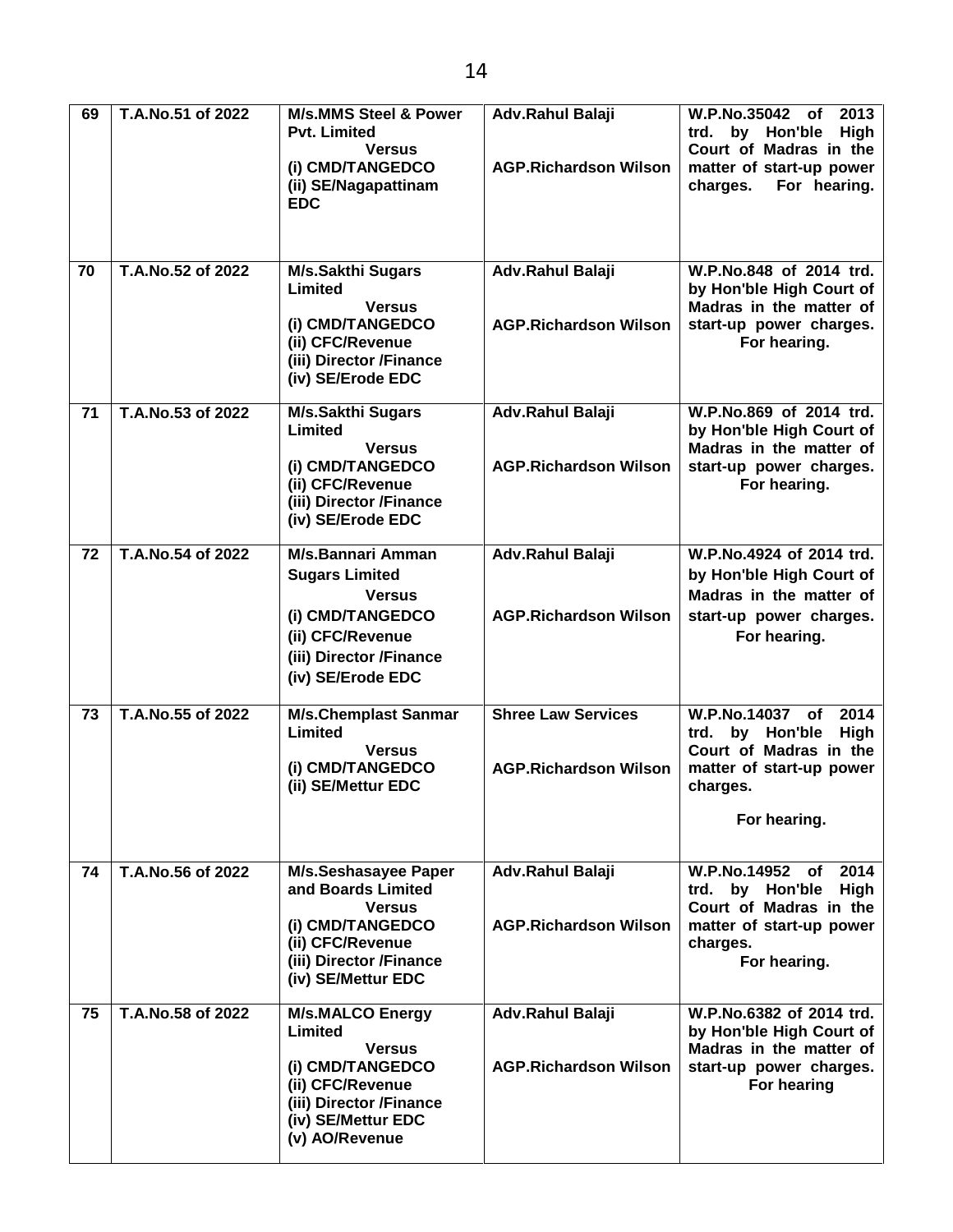| 69 | T.A.No.51 of 2022 | M/s.MMS Steel & Power Pvt. Limited<br>Versus<br>(i) CMD/TANGEDCO<br>(ii) SE/Nagapattinam EDC | Adv.Rahul Balaji<br><br>AGP.Richardson Wilson | W.P.No.35042 of 2013 trd. by Hon'ble High Court of Madras in the matter of start-up power charges. For hearing. |
|---|---|---|---|---|
| 70 | T.A.No.52 of 2022 | M/s.Sakthi Sugars Limited<br>Versus<br>(i) CMD/TANGEDCO<br>(ii) CFC/Revenue<br>(iii) Director /Finance<br>(iv) SE/Erode EDC | Adv.Rahul Balaji<br><br>AGP.Richardson Wilson | W.P.No.848 of 2014 trd. by Hon'ble High Court of Madras in the matter of start-up power charges. For hearing. |
| 71 | T.A.No.53 of 2022 | M/s.Sakthi Sugars Limited<br>Versus<br>(i) CMD/TANGEDCO<br>(ii) CFC/Revenue<br>(iii) Director /Finance<br>(iv) SE/Erode EDC | Adv.Rahul Balaji<br><br>AGP.Richardson Wilson | W.P.No.869 of 2014 trd. by Hon'ble High Court of Madras in the matter of start-up power charges. For hearing. |
| 72 | T.A.No.54 of 2022 | M/s.Bannari Amman Sugars Limited<br>Versus<br>(i) CMD/TANGEDCO<br>(ii) CFC/Revenue<br>(iii) Director /Finance<br>(iv) SE/Erode EDC | Adv.Rahul Balaji<br><br>AGP.Richardson Wilson | W.P.No.4924 of 2014 trd. by Hon'ble High Court of Madras in the matter of start-up power charges. For hearing. |
| 73 | T.A.No.55 of 2022 | M/s.Chemplast Sanmar Limited<br>Versus<br>(i) CMD/TANGEDCO<br>(ii) SE/Mettur EDC | Shree Law Services<br><br>AGP.Richardson Wilson | W.P.No.14037 of 2014 trd. by Hon'ble High Court of Madras in the matter of start-up power charges.<br><br>For hearing. |
| 74 | T.A.No.56 of 2022 | M/s.Seshasayee Paper and Boards Limited<br>Versus<br>(i) CMD/TANGEDCO<br>(ii) CFC/Revenue<br>(iii) Director /Finance<br>(iv) SE/Mettur EDC | Adv.Rahul Balaji<br><br>AGP.Richardson Wilson | W.P.No.14952 of 2014 trd. by Hon'ble High Court of Madras in the matter of start-up power charges.<br>For hearing. |
| 75 | T.A.No.58 of 2022 | M/s.MALCO Energy Limited<br>Versus<br>(i) CMD/TANGEDCO<br>(ii) CFC/Revenue<br>(iii) Director /Finance<br>(iv) SE/Mettur EDC<br>(v) AO/Revenue | Adv.Rahul Balaji<br><br>AGP.Richardson Wilson | W.P.No.6382 of 2014 trd. by Hon'ble High Court of Madras in the matter of start-up power charges. For hearing |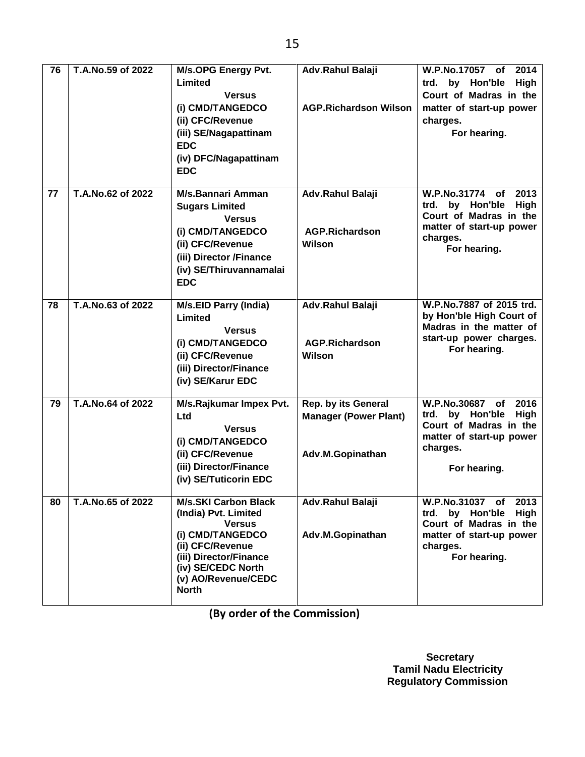| | | | | |
|---|---|---|---|---|
| 76 | T.A.No.59 of 2022 | M/s.OPG Energy Pvt. Limited<br>Versus<br>(i) CMD/TANGEDCO<br>(ii) CFC/Revenue<br>(iii) SE/Nagapattinam EDC<br>(iv) DFC/Nagapattinam EDC | Adv.Rahul Balaji<br><br>AGP.Richardson Wilson | W.P.No.17057 of 2014 trd. by Hon'ble High Court of Madras in the matter of start-up power charges.<br>For hearing. |
| 77 | T.A.No.62 of 2022 | M/s.Bannari Amman Sugars Limited<br>Versus<br>(i) CMD/TANGEDCO<br>(ii) CFC/Revenue<br>(iii) Director /Finance<br>(iv) SE/Thiruvannamalai EDC | Adv.Rahul Balaji<br><br>AGP.Richardson Wilson | W.P.No.31774 of 2013 trd. by Hon'ble High Court of Madras in the matter of start-up power charges.<br>For hearing. |
| 78 | T.A.No.63 of 2022 | M/s.EID Parry (India) Limited<br>Versus<br>(i) CMD/TANGEDCO<br>(ii) CFC/Revenue<br>(iii) Director/Finance<br>(iv) SE/Karur EDC | Adv.Rahul Balaji<br><br>AGP.Richardson Wilson | W.P.No.7887 of 2015 trd. by Hon'ble High Court of Madras in the matter of start-up power charges.<br>For hearing. |
| 79 | T.A.No.64 of 2022 | M/s.Rajkumar Impex Pvt. Ltd<br>Versus<br>(i) CMD/TANGEDCO<br>(ii) CFC/Revenue<br>(iii) Director/Finance<br>(iv) SE/Tuticorin EDC | Rep. by its General Manager (Power Plant)<br><br>Adv.M.Gopinathan | W.P.No.30687 of 2016 trd. by Hon'ble High Court of Madras in the matter of start-up power charges.<br>For hearing. |
| 80 | T.A.No.65 of 2022 | M/s.SKI Carbon Black (India) Pvt. Limited<br>Versus<br>(i) CMD/TANGEDCO<br>(ii) CFC/Revenue<br>(iii) Director/Finance<br>(iv) SE/CEDC North<br>(v) AO/Revenue/CEDC North | Adv.Rahul Balaji<br><br>Adv.M.Gopinathan | W.P.No.31037 of 2013 trd. by Hon'ble High Court of Madras in the matter of start-up power charges.<br>For hearing. |

**(By order of the Commission)**

**Secretary**
**Tamil Nadu Electricity Regulatory Commission**